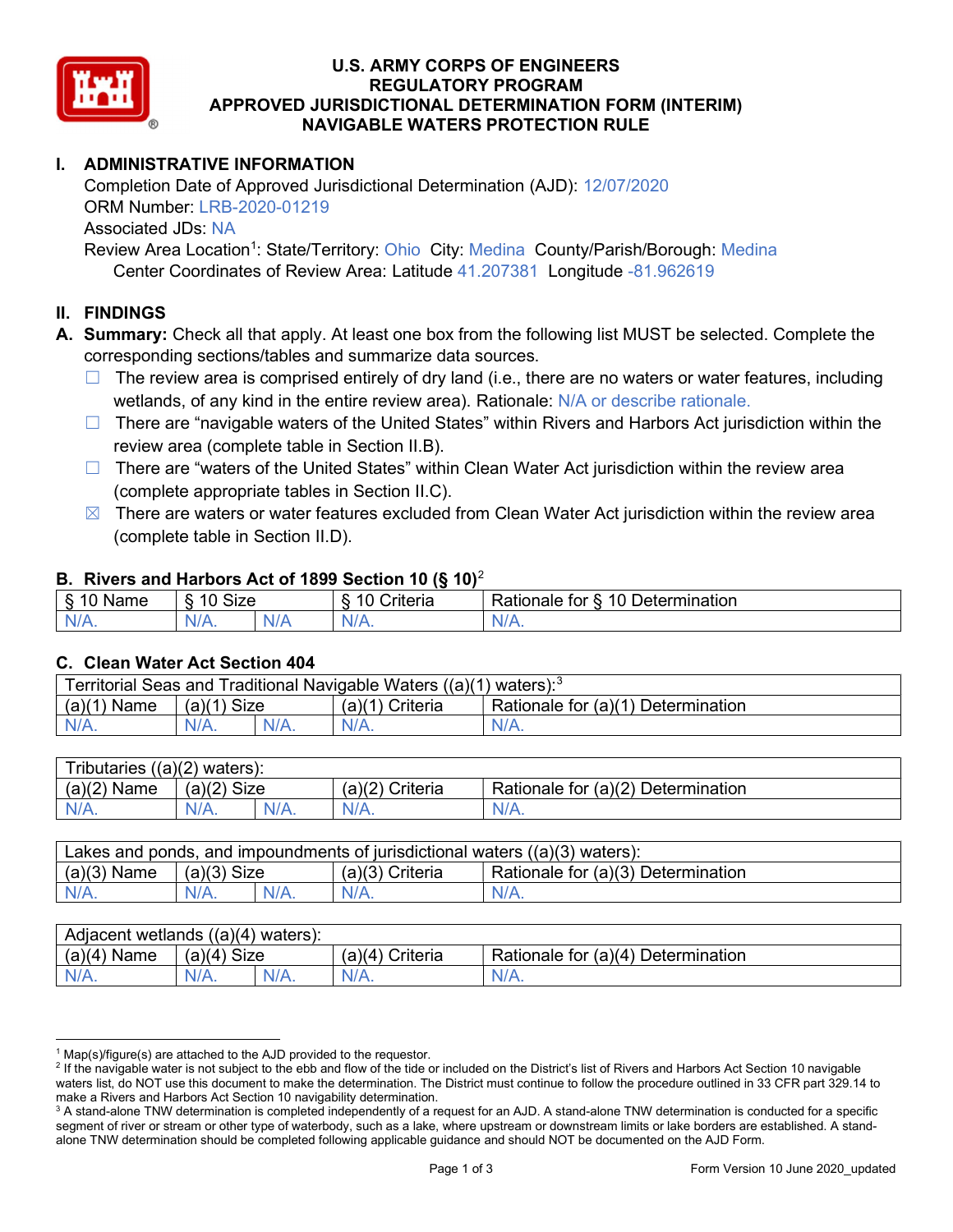# U.S. ARMY CORPS OF ENGINEERS
# REGULATORY PROGRAM
# APPROVED JURISDICTIONAL DETERMINATION FORM (INTERIM)
# NAVIGABLE WATERS PROTECTION RULE

## I. ADMINISTRATIVE INFORMATION

Completion Date of Approved Jurisdictional Determination (AJD): 12/07/2020
ORM Number: LRB-2020-01219
Associated JDs: NA
Review Area Location[1]: State/Territory: Ohio City: Medina County/Parish/Borough: Medina
Center Coordinates of Review Area: Latitude 41.207381 Longitude -81.962619

## II. FINDINGS

**A. Summary:** Check all that apply. At least one box from the following list MUST be selected. Complete the corresponding sections/tables and summarize data sources.

- ☐ The review area is comprised entirely of dry land (i.e., there are no waters or water features, including wetlands, of any kind in the entire review area). Rationale: N/A or describe rationale.
- ☐ There are "navigable waters of the United States" within Rivers and Harbors Act jurisdiction within the review area (complete table in Section II.B).
- ☐ There are "waters of the United States" within Clean Water Act jurisdiction within the review area (complete appropriate tables in Section II.C).
- ☒ There are waters or water features excluded from Clean Water Act jurisdiction within the review area (complete table in Section II.D).

### B. Rivers and Harbors Act of 1899 Section 10 (§ 10)[2]

| § 10 Name | § 10 Size | | § 10 Criteria | Rationale for § 10 Determination |
|---|---|---|---|---|
| N/A. | N/A. | N/A | N/A. | N/A. |

### C. Clean Water Act Section 404

| Territorial Seas and Traditional Navigable Waters ((a)(1) waters):[3] | | | | |
|---|---|---|---|---|
| (a)(1) Name | (a)(1) Size | | (a)(1) Criteria | Rationale for (a)(1) Determination |
| N/A. | N/A. | N/A. | N/A. | N/A. |

| Tributaries ((a)(2) waters): | | | | |
|---|---|---|---|---|
| (a)(2) Name | (a)(2) Size | | (a)(2) Criteria | Rationale for (a)(2) Determination |
| N/A. | N/A. | N/A. | N/A. | N/A. |

| Lakes and ponds, and impoundments of jurisdictional waters ((a)(3) waters): | | | | |
|---|---|---|---|---|
| (a)(3) Name | (a)(3) Size | | (a)(3) Criteria | Rationale for (a)(3) Determination |
| N/A. | N/A. | N/A. | N/A. | N/A. |

| Adjacent wetlands ((a)(4) waters): | | | | |
|---|---|---|---|---|
| (a)(4) Name | (a)(4) Size | | (a)(4) Criteria | Rationale for (a)(4) Determination |
| N/A. | N/A. | N/A. | N/A. | N/A. |

---

[1] Map(s)/figure(s) are attached to the AJD provided to the requestor.

[2] If the navigable water is not subject to the ebb and flow of the tide or included on the District's list of Rivers and Harbors Act Section 10 navigable waters list, do NOT use this document to make the determination. The District must continue to follow the procedure outlined in 33 CFR part 329.14 to make a Rivers and Harbors Act Section 10 navigability determination.

[3] A stand-alone TNW determination is completed independently of a request for an AJD. A stand-alone TNW determination is conducted for a specific segment of river or stream or other type of waterbody, such as a lake, where upstream or downstream limits or lake borders are established. A stand-alone TNW determination should be completed following applicable guidance and should NOT be documented on the AJD Form.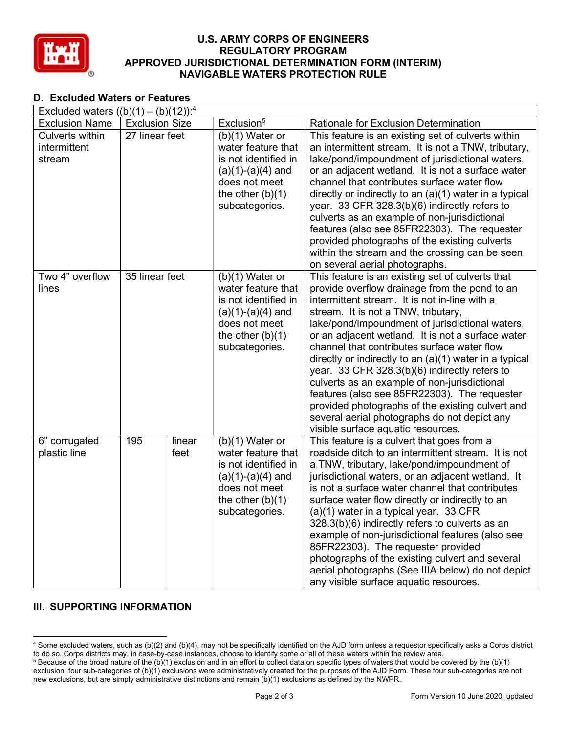# U.S. ARMY CORPS OF ENGINEERS
# REGULATORY PROGRAM
# APPROVED JURISDICTIONAL DETERMINATION FORM (INTERIM)
# NAVIGABLE WATERS PROTECTION RULE

## D. Excluded Waters or Features

| Excluded waters ((b)(1) – (b)(12)):[4] | | | |
|---|---|---|---|
| Exclusion Name | Exclusion Size | Exclusion[5] | Rationale for Exclusion Determination |
| Culverts within intermittent stream | 27 linear feet | (b)(1) Water or water feature that is not identified in (a)(1)-(a)(4) and does not meet the other (b)(1) subcategories. | This feature is an existing set of culverts within an intermittent stream. It is not a TNW, tributary, lake/pond/impoundment of jurisdictional waters, or an adjacent wetland. It is not a surface water channel that contributes surface water flow directly or indirectly to an (a)(1) water in a typical year. 33 CFR 328.3(b)(6) indirectly refers to culverts as an example of non-jurisdictional features (also see 85FR22303). The requester provided photographs of the existing culverts within the stream and the crossing can be seen on several aerial photographs. |
| Two 4" overflow lines | 35 linear feet | (b)(1) Water or water feature that is not identified in (a)(1)-(a)(4) and does not meet the other (b)(1) subcategories. | This feature is an existing set of culverts that provide overflow drainage from the pond to an intermittent stream. It is not in-line with a stream. It is not a TNW, tributary, lake/pond/impoundment of jurisdictional waters, or an adjacent wetland. It is not a surface water channel that contributes surface water flow directly or indirectly to an (a)(1) water in a typical year. 33 CFR 328.3(b)(6) indirectly refers to culverts as an example of non-jurisdictional features (also see 85FR22303). The requester provided photographs of the existing culvert and several aerial photographs do not depict any visible surface aquatic resources. |
| 6" corrugated plastic line | 195 linear feet | (b)(1) Water or water feature that is not identified in (a)(1)-(a)(4) and does not meet the other (b)(1) subcategories. | This feature is a culvert that goes from a roadside ditch to an intermittent stream. It is not a TNW, tributary, lake/pond/impoundment of jurisdictional waters, or an adjacent wetland. It is not a surface water channel that contributes surface water flow directly or indirectly to an (a)(1) water in a typical year. 33 CFR 328.3(b)(6) indirectly refers to culverts as an example of non-jurisdictional features (also see 85FR22303). The requester provided photographs of the existing culvert and several aerial photographs (See IIIA below) do not depict any visible surface aquatic resources. |

## III. SUPPORTING INFORMATION

---

[4] Some excluded waters, such as (b)(2) and (b)(4), may not be specifically identified on the AJD form unless a requestor specifically asks a Corps district to do so. Corps districts may, in case-by-case instances, choose to identify some or all of these waters within the review area.

[5] Because of the broad nature of the (b)(1) exclusion and in an effort to collect data on specific types of waters that would be covered by the (b)(1) exclusion, four sub-categories of (b)(1) exclusions were administratively created for the purposes of the AJD Form. These four sub-categories are not new exclusions, but are simply administrative distinctions and remain (b)(1) exclusions as defined by the NWPR.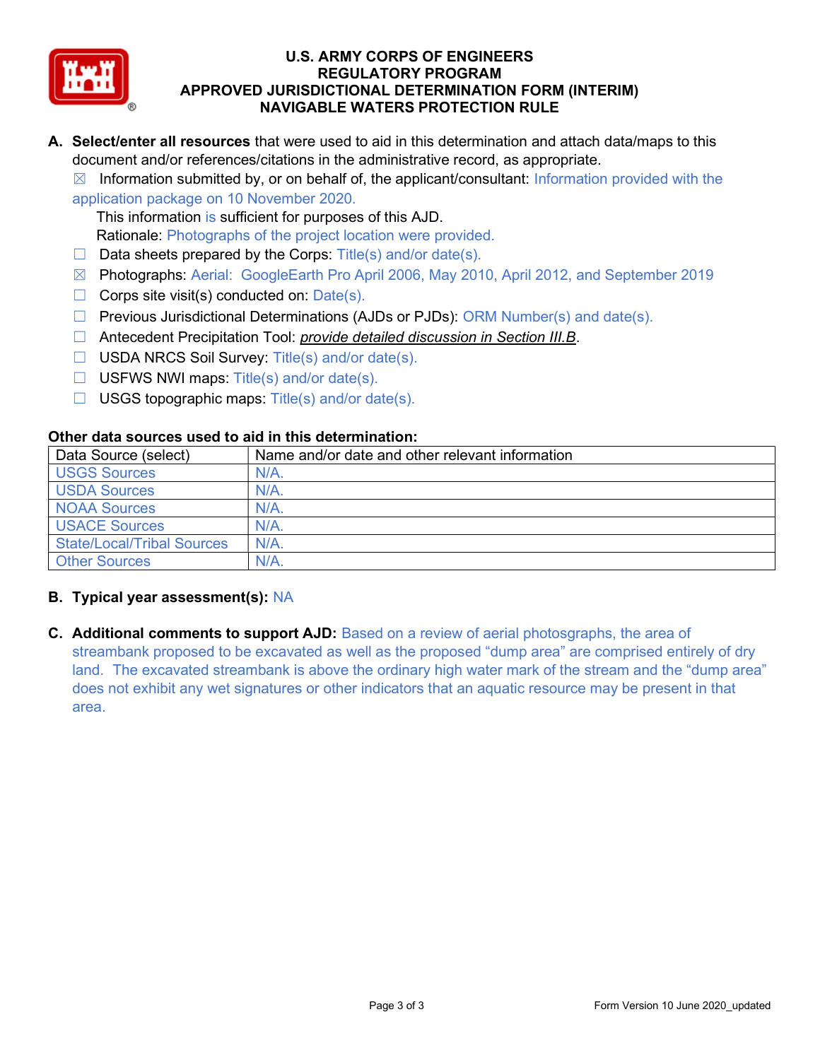# U.S. ARMY CORPS OF ENGINEERS
## REGULATORY PROGRAM
## APPROVED JURISDICTIONAL DETERMINATION FORM (INTERIM)
## NAVIGABLE WATERS PROTECTION RULE

**A. Select/enter all resources** that were used to aid in this determination and attach data/maps to this document and/or references/citations in the administrative record, as appropriate.

☒ Information submitted by, or on behalf of, the applicant/consultant: Information provided with the application package on 10 November 2020.

This information is sufficient for purposes of this AJD.

Rationale: Photographs of the project location were provided.

☐ Data sheets prepared by the Corps: Title(s) and/or date(s).

☒ Photographs: Aerial: GoogleEarth Pro April 2006, May 2010, April 2012, and September 2019

☐ Corps site visit(s) conducted on: Date(s).

☐ Previous Jurisdictional Determinations (AJDs or PJDs): ORM Number(s) and date(s).

☐ Antecedent Precipitation Tool: *provide detailed discussion in Section III.B*.

☐ USDA NRCS Soil Survey: Title(s) and/or date(s).

☐ USFWS NWI maps: Title(s) and/or date(s).

☐ USGS topographic maps: Title(s) and/or date(s).

**Other data sources used to aid in this determination:**

| Data Source (select) | Name and/or date and other relevant information |
|---|---|
| USGS Sources | N/A. |
| USDA Sources | N/A. |
| NOAA Sources | N/A. |
| USACE Sources | N/A. |
| State/Local/Tribal Sources | N/A. |
| Other Sources | N/A. |

**B. Typical year assessment(s):** NA

**C. Additional comments to support AJD:** Based on a review of aerial photosgraphs, the area of streambank proposed to be excavated as well as the proposed "dump area" are comprised entirely of dry land. The excavated streambank is above the ordinary high water mark of the stream and the "dump area" does not exhibit any wet signatures or other indicators that an aquatic resource may be present in that area.